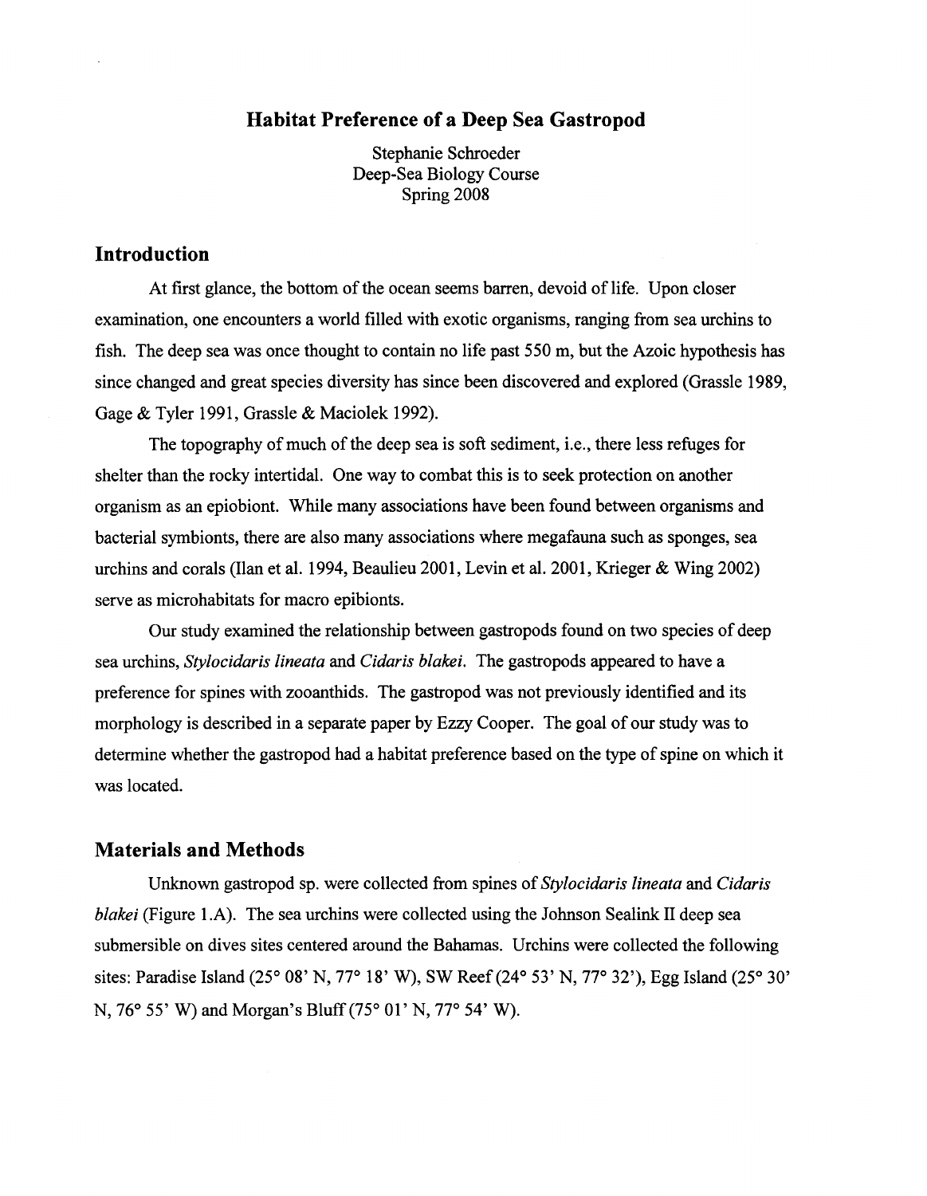# Habitat Preference of a Deep Sea Gastropod

Stephanie Schroeder
Deep-Sea Biology Course
Spring 2008

## Introduction

At first glance, the bottom of the ocean seems barren, devoid of life. Upon closer examination, one encounters a world filled with exotic organisms, ranging from sea urchins to fish. The deep sea was once thought to contain no life past 550 m, but the Azoic hypothesis has since changed and great species diversity has since been discovered and explored (Grassle 1989, Gage & Tyler 1991, Grassle & Maciolek 1992).

The topography of much of the deep sea is soft sediment, i.e., there less refuges for shelter than the rocky intertidal. One way to combat this is to seek protection on another organism as an epiobiont. While many associations have been found between organisms and bacterial symbionts, there are also many associations where megafauna such as sponges, sea urchins and corals (Ilan et al. 1994, Beaulieu 2001, Levin et al. 2001, Krieger & Wing 2002) serve as microhabitats for macro epibionts.

Our study examined the relationship between gastropods found on two species of deep sea urchins, *Stylocidaris lineata* and *Cidaris blakei*. The gastropods appeared to have a preference for spines with zooanthids. The gastropod was not previously identified and its morphology is described in a separate paper by Ezzy Cooper. The goal of our study was to determine whether the gastropod had a habitat preference based on the type of spine on which it was located.

## Materials and Methods

Unknown gastropod sp. were collected from spines of *Stylocidaris lineata* and *Cidaris blakei* (Figure 1.A). The sea urchins were collected using the Johnson Sealink II deep sea submersible on dives sites centered around the Bahamas. Urchins were collected the following sites: Paradise Island (25° 08' N, 77° 18' W), SW Reef (24° 53' N, 77° 32'), Egg Island (25° 30' N, 76° 55' W) and Morgan's Bluff (75° 01' N, 77° 54' W).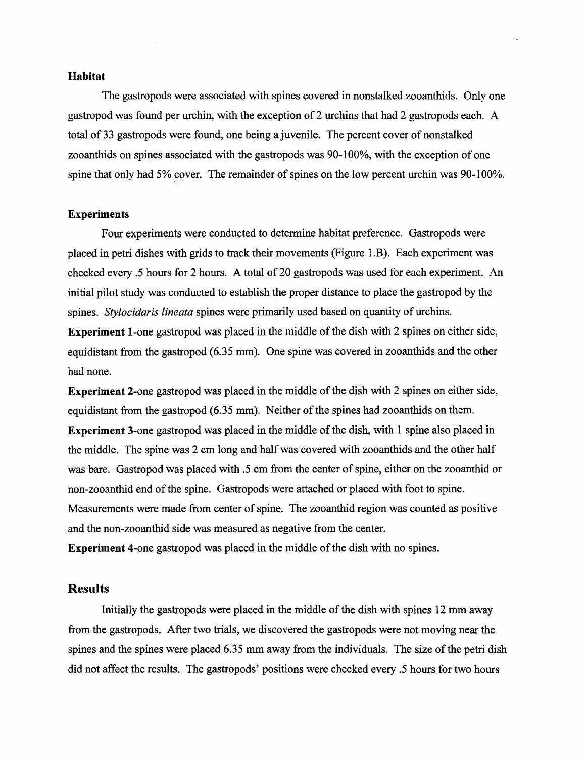### Habitat

The gastropods were associated with spines covered in nonstalked zooanthids. Only one gastropod was found per urchin, with the exception of 2 urchins that had 2 gastropods each. A total of 33 gastropods were found, one being a juvenile. The percent cover of nonstalked zooanthids on spines associated with the gastropods was 90-100%, with the exception of one spine that only had 5% cover. The remainder of spines on the low percent urchin was 90-100%.

### Experiments

Four experiments were conducted to determine habitat preference. Gastropods were placed in petri dishes with grids to track their movements (Figure 1.B). Each experiment was checked every .5 hours for 2 hours. A total of 20 gastropods was used for each experiment. An initial pilot study was conducted to establish the proper distance to place the gastropod by the spines. *Stylocidaris lineata* spines were primarily used based on quantity of urchins.

**Experiment 1**-one gastropod was placed in the middle of the dish with 2 spines on either side, equidistant from the gastropod (6.35 mm). One spine was covered in zooanthids and the other had none.

**Experiment 2**-one gastropod was placed in the middle of the dish with 2 spines on either side, equidistant from the gastropod (6.35 mm). Neither of the spines had zooanthids on them.

**Experiment 3**-one gastropod was placed in the middle of the dish, with 1 spine also placed in the middle. The spine was 2 cm long and half was covered with zooanthids and the other half was bare. Gastropod was placed with .5 cm from the center of spine, either on the zooanthid or non-zooanthid end of the spine. Gastropods were attached or placed with foot to spine. Measurements were made from center of spine. The zooanthid region was counted as positive and the non-zooanthid side was measured as negative from the center.

**Experiment 4**-one gastropod was placed in the middle of the dish with no spines.

## Results

Initially the gastropods were placed in the middle of the dish with spines 12 mm away from the gastropods. After two trials, we discovered the gastropods were not moving near the spines and the spines were placed 6.35 mm away from the individuals. The size of the petri dish did not affect the results. The gastropods' positions were checked every .5 hours for two hours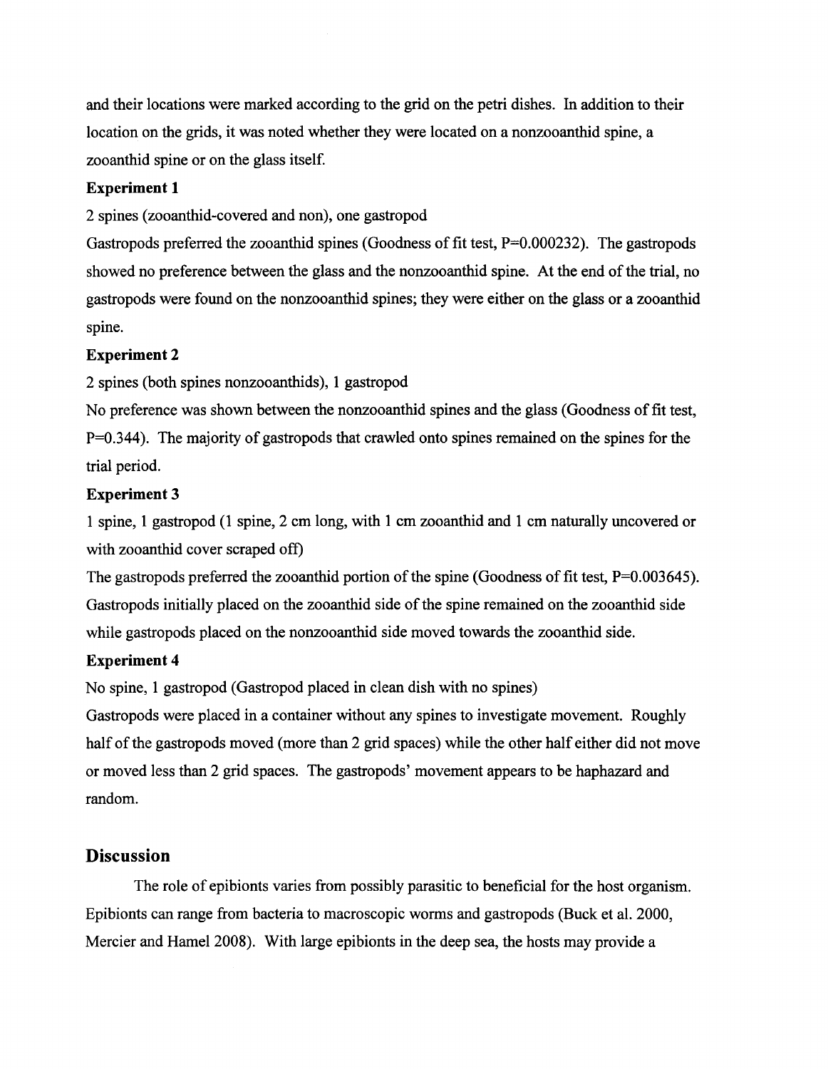and their locations were marked according to the grid on the petri dishes. In addition to their location on the grids, it was noted whether they were located on a nonzooanthid spine, a zooanthid spine or on the glass itself.

**Experiment 1**

2 spines (zooanthid-covered and non), one gastropod

Gastropods preferred the zooanthid spines (Goodness of fit test, $P=0.000232$). The gastropods showed no preference between the glass and the nonzooanthid spine. At the end of the trial, no gastropods were found on the nonzooanthid spines; they were either on the glass or a zooanthid spine.

**Experiment 2**

2 spines (both spines nonzooanthids), 1 gastropod

No preference was shown between the nonzooanthid spines and the glass (Goodness of fit test, $P=0.344$). The majority of gastropods that crawled onto spines remained on the spines for the trial period.

**Experiment 3**

1 spine, 1 gastropod (1 spine, 2 cm long, with 1 cm zooanthid and 1 cm naturally uncovered or with zooanthid cover scraped off)

The gastropods preferred the zooanthid portion of the spine (Goodness of fit test, $P=0.003645$). Gastropods initially placed on the zooanthid side of the spine remained on the zooanthid side while gastropods placed on the nonzooanthid side moved towards the zooanthid side.

**Experiment 4**

No spine, 1 gastropod (Gastropod placed in clean dish with no spines)

Gastropods were placed in a container without any spines to investigate movement. Roughly half of the gastropods moved (more than 2 grid spaces) while the other half either did not move or moved less than 2 grid spaces. The gastropods' movement appears to be haphazard and random.

## Discussion

The role of epibionts varies from possibly parasitic to beneficial for the host organism. Epibionts can range from bacteria to macroscopic worms and gastropods (Buck et al. 2000, Mercier and Hamel 2008). With large epibionts in the deep sea, the hosts may provide a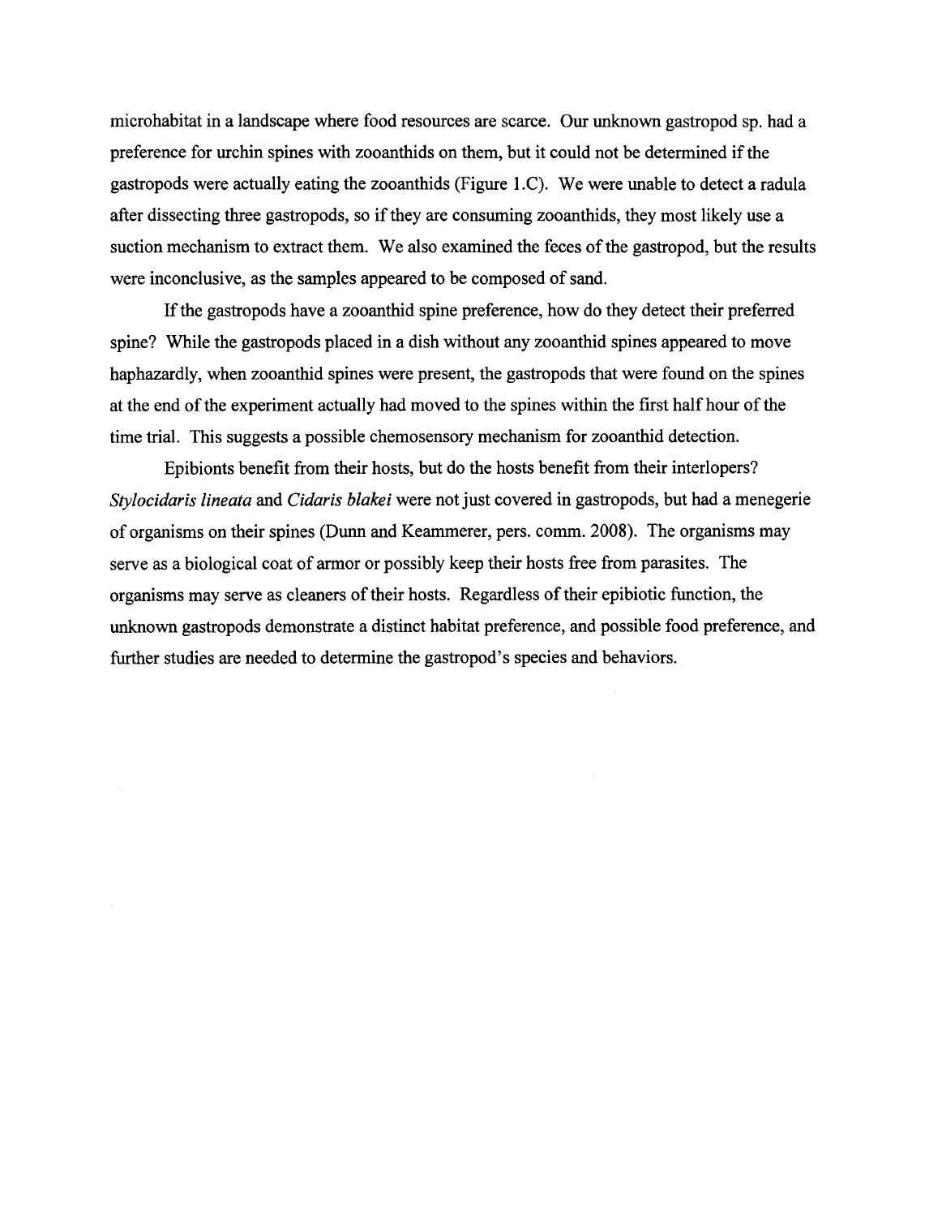microhabitat in a landscape where food resources are scarce. Our unknown gastropod sp. had a preference for urchin spines with zooanthids on them, but it could not be determined if the gastropods were actually eating the zooanthids (Figure 1.C). We were unable to detect a radula after dissecting three gastropods, so if they are consuming zooanthids, they most likely use a suction mechanism to extract them. We also examined the feces of the gastropod, but the results were inconclusive, as the samples appeared to be composed of sand.

If the gastropods have a zooanthid spine preference, how do they detect their preferred spine? While the gastropods placed in a dish without any zooanthid spines appeared to move haphazardly, when zooanthid spines were present, the gastropods that were found on the spines at the end of the experiment actually had moved to the spines within the first half hour of the time trial. This suggests a possible chemosensory mechanism for zooanthid detection.

Epibionts benefit from their hosts, but do the hosts benefit from their interlopers? *Stylocidaris lineata* and *Cidaris blakei* were not just covered in gastropods, but had a menegerie of organisms on their spines (Dunn and Keammerer, pers. comm. 2008). The organisms may serve as a biological coat of armor or possibly keep their hosts free from parasites. The organisms may serve as cleaners of their hosts. Regardless of their epibiotic function, the unknown gastropods demonstrate a distinct habitat preference, and possible food preference, and further studies are needed to determine the gastropod's species and behaviors.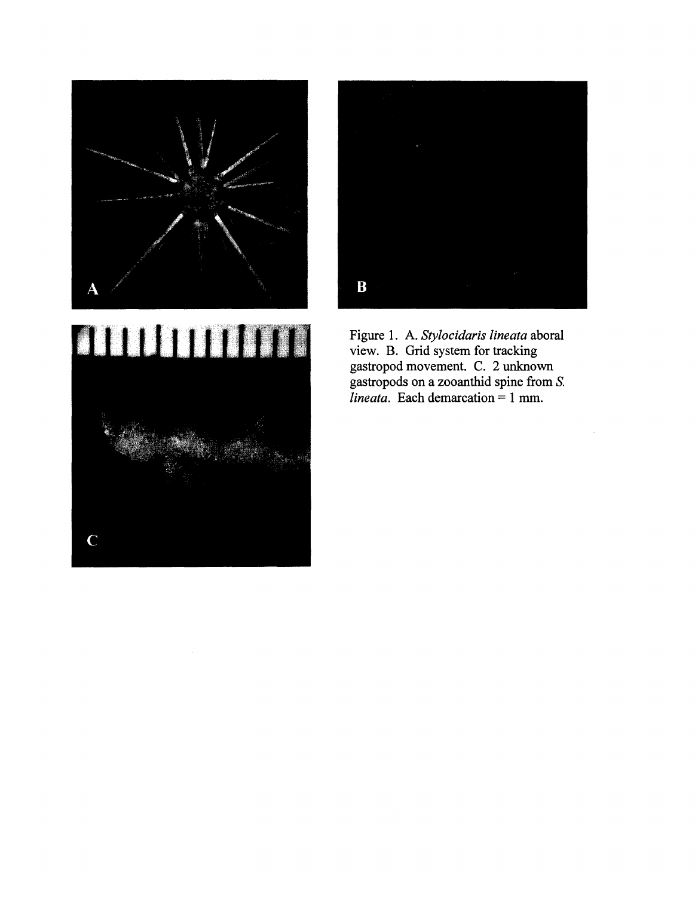Figure 1. A. *Stylocidaris lineata* aboral view. B. Grid system for tracking gastropod movement. C. 2 unknown gastropods on a zooanthid spine from *S. lineata*. Each demarcation = 1 mm.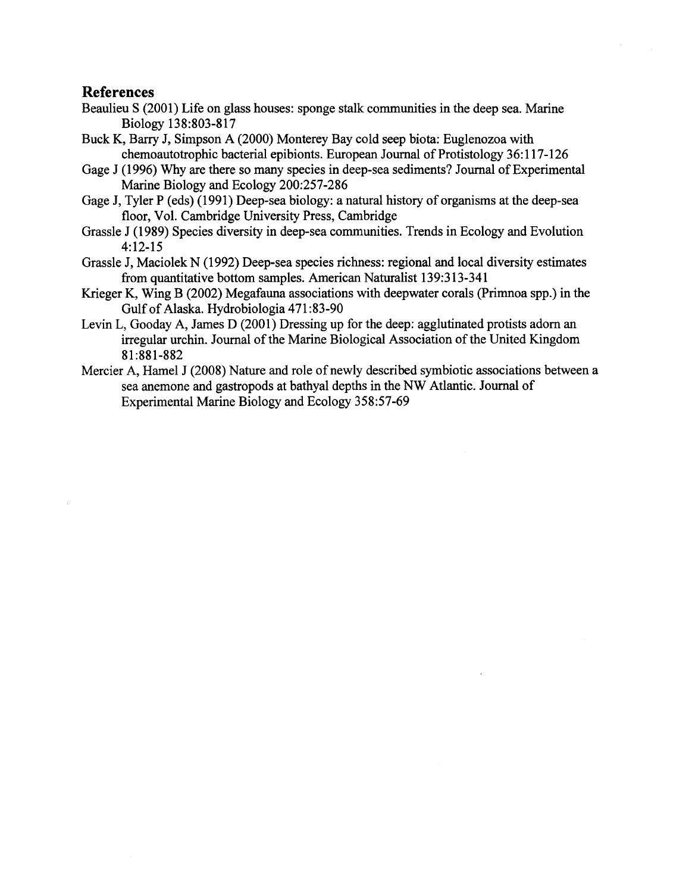## References

Beaulieu S (2001) Life on glass houses: sponge stalk communities in the deep sea. Marine Biology 138:803-817

Buck K, Barry J, Simpson A (2000) Monterey Bay cold seep biota: Euglenozoa with chemoautotrophic bacterial epibionts. European Journal of Protistology 36:117-126

Gage J (1996) Why are there so many species in deep-sea sediments? Journal of Experimental Marine Biology and Ecology 200:257-286

Gage J, Tyler P (eds) (1991) Deep-sea biology: a natural history of organisms at the deep-sea floor, Vol. Cambridge University Press, Cambridge

Grassle J (1989) Species diversity in deep-sea communities. Trends in Ecology and Evolution 4:12-15

Grassle J, Maciolek N (1992) Deep-sea species richness: regional and local diversity estimates from quantitative bottom samples. American Naturalist 139:313-341

Krieger K, Wing B (2002) Megafauna associations with deepwater corals (Primnoa spp.) in the Gulf of Alaska. Hydrobiologia 471:83-90

Levin L, Gooday A, James D (2001) Dressing up for the deep: agglutinated protists adorn an irregular urchin. Journal of the Marine Biological Association of the United Kingdom 81:881-882

Mercier A, Hamel J (2008) Nature and role of newly described symbiotic associations between a sea anemone and gastropods at bathyal depths in the NW Atlantic. Journal of Experimental Marine Biology and Ecology 358:57-69